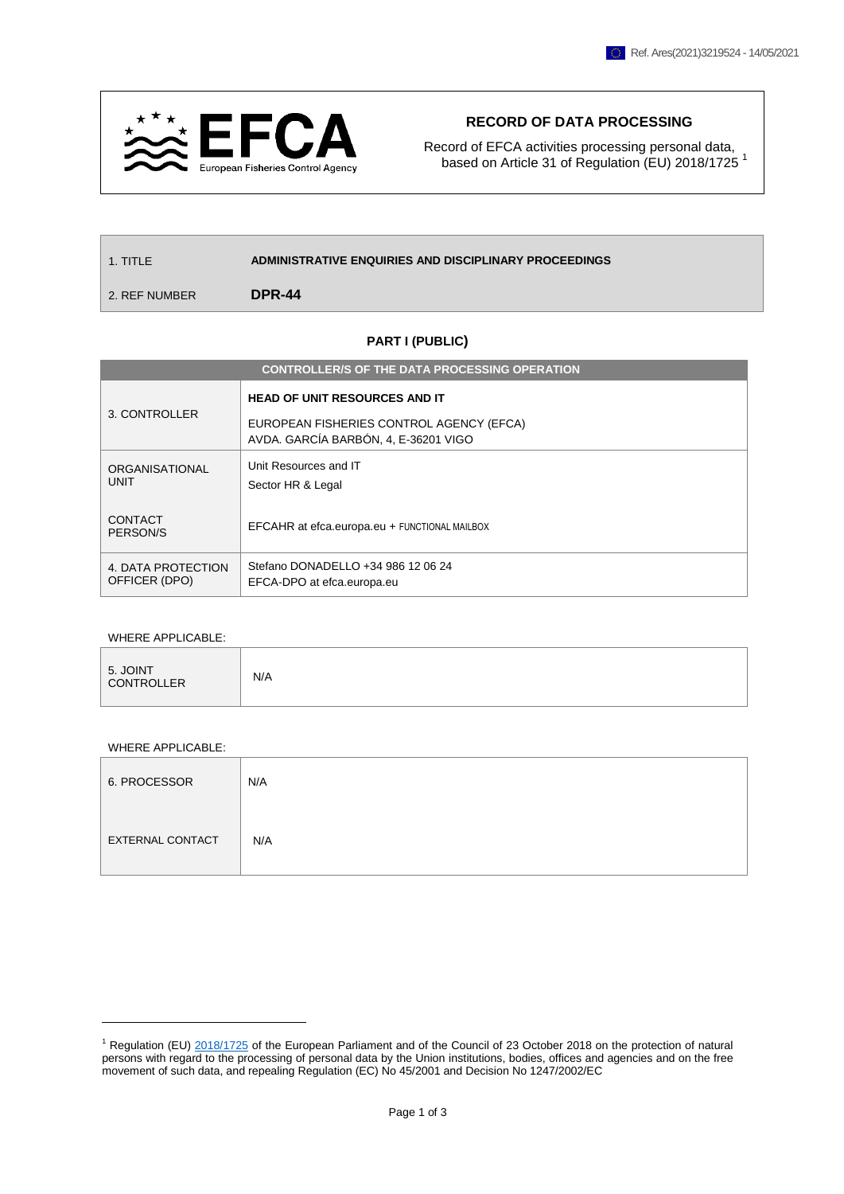Ref. Ares(2021)3219524 - 14/05/2021

EFCA European Fisheries Control Agency

## RECORD OF DATA PROCESSING

Record of EFCA activities processing personal data, based on Article 31 of Regulation (EU) 2018/1725 [1]

| 1. TITLE | **ADMINISTRATIVE ENQUIRIES AND DISCIPLINARY PROCEEDINGS** |
|---|---|
| 2. REF NUMBER | **DPR-44** |

### PART I (PUBLIC)

| **CONTROLLER/S OF THE DATA PROCESSING OPERATION** | |
|---|---|
| 3. CONTROLLER | **HEAD OF UNIT RESOURCES AND IT**<br>EUROPEAN FISHERIES CONTROL AGENCY (EFCA)<br>AVDA. GARCÍA BARBÓN, 4, E-36201 VIGO |
| ORGANISATIONAL UNIT | Unit Resources and IT<br>Sector HR & Legal |
| CONTACT PERSON/S | EFCAHR at efca.europa.eu + FUNCTIONAL MAILBOX |
| 4. DATA PROTECTION OFFICER (DPO) | Stefano DONADELLO +34 986 12 06 24<br>EFCA-DPO at efca.europa.eu |

WHERE APPLICABLE:

| 5. JOINT CONTROLLER | N/A |
|---|---|

WHERE APPLICABLE:

| 6. PROCESSOR | N/A |
|---|---|
| EXTERNAL CONTACT | N/A |

[1] Regulation (EU) 2018/1725 of the European Parliament and of the Council of 23 October 2018 on the protection of natural persons with regard to the processing of personal data by the Union institutions, bodies, offices and agencies and on the free movement of such data, and repealing Regulation (EC) No 45/2001 and Decision No 1247/2002/EC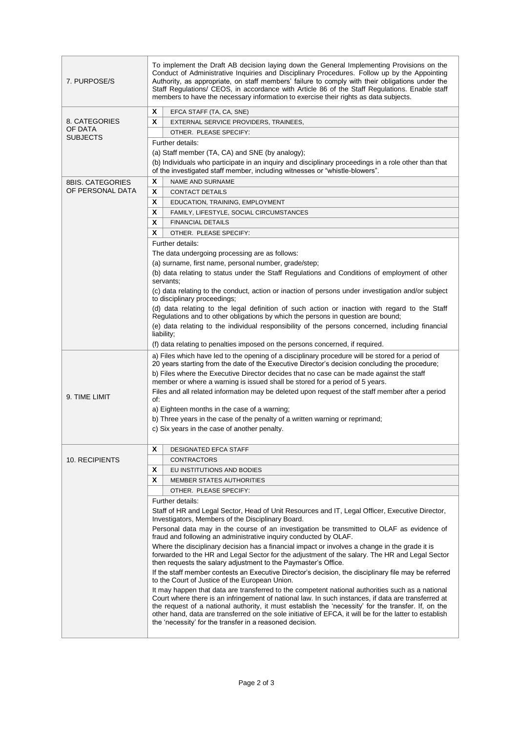| | |
|---|---|
| 7. PURPOSE/S | To implement the Draft AB decision laying down the General Implementing Provisions on the Conduct of Administrative Inquiries and Disciplinary Procedures. Follow up by the Appointing Authority, as appropriate, on staff members' failure to comply with their obligations under the Staff Regulations/ CEOS, in accordance with Article 86 of the Staff Regulations. Enable staff members to have the necessary information to exercise their rights as data subjects. |
| 8. CATEGORIES OF DATA SUBJECTS | X EFCA STAFF (TA, CA, SNE)<br>X EXTERNAL SERVICE PROVIDERS, TRAINEES,<br>OTHER. PLEASE SPECIFY:<br>Further details:<br>(a) Staff member (TA, CA) and SNE (by analogy);<br>(b) Individuals who participate in an inquiry and disciplinary proceedings in a role other than that of the investigated staff member, including witnesses or "whistle-blowers". |
| 8BIS. CATEGORIES OF PERSONAL DATA | X NAME AND SURNAME<br>X CONTACT DETAILS<br>X EDUCATION, TRAINING, EMPLOYMENT<br>X FAMILY, LIFESTYLE, SOCIAL CIRCUMSTANCES<br>X FINANCIAL DETAILS<br>X OTHER. PLEASE SPECIFY:<br>Further details:<br>The data undergoing processing are as follows:<br>(a) surname, first name, personal number, grade/step;<br>(b) data relating to status under the Staff Regulations and Conditions of employment of other servants;<br>(c) data relating to the conduct, action or inaction of persons under investigation and/or subject to disciplinary proceedings;<br>(d) data relating to the legal definition of such action or inaction with regard to the Staff Regulations and to other obligations by which the persons in question are bound;<br>(e) data relating to the individual responsibility of the persons concerned, including financial liability;<br>(f) data relating to penalties imposed on the persons concerned, if required. |
| 9. TIME LIMIT | a) Files which have led to the opening of a disciplinary procedure will be stored for a period of 20 years starting from the date of the Executive Director's decision concluding the procedure;<br>b) Files where the Executive Director decides that no case can be made against the staff member or where a warning is issued shall be stored for a period of 5 years.<br>Files and all related information may be deleted upon request of the staff member after a period of:<br>a) Eighteen months in the case of a warning;<br>b) Three years in the case of the penalty of a written warning or reprimand;<br>c) Six years in the case of another penalty. |
| 10. RECIPIENTS | X DESIGNATED EFCA STAFF<br>CONTRACTORS<br>X EU INSTITUTIONS AND BODIES<br>X MEMBER STATES AUTHORITIES<br>OTHER. PLEASE SPECIFY:<br>Further details:<br>Staff of HR and Legal Sector, Head of Unit Resources and IT, Legal Officer, Executive Director, Investigators, Members of the Disciplinary Board.<br>Personal data may in the course of an investigation be transmitted to OLAF as evidence of fraud and following an administrative inquiry conducted by OLAF.<br>Where the disciplinary decision has a financial impact or involves a change in the grade it is forwarded to the HR and Legal Sector for the adjustment of the salary. The HR and Legal Sector then requests the salary adjustment to the Paymaster's Office.<br>If the staff member contests an Executive Director's decision, the disciplinary file may be referred to the Court of Justice of the European Union.<br>It may happen that data are transferred to the competent national authorities such as a national Court where there is an infringement of national law. In such instances, if data are transferred at the request of a national authority, it must establish the 'necessity' for the transfer. If, on the other hand, data are transferred on the sole initiative of EFCA, it will be for the latter to establish the 'necessity' for the transfer in a reasoned decision. |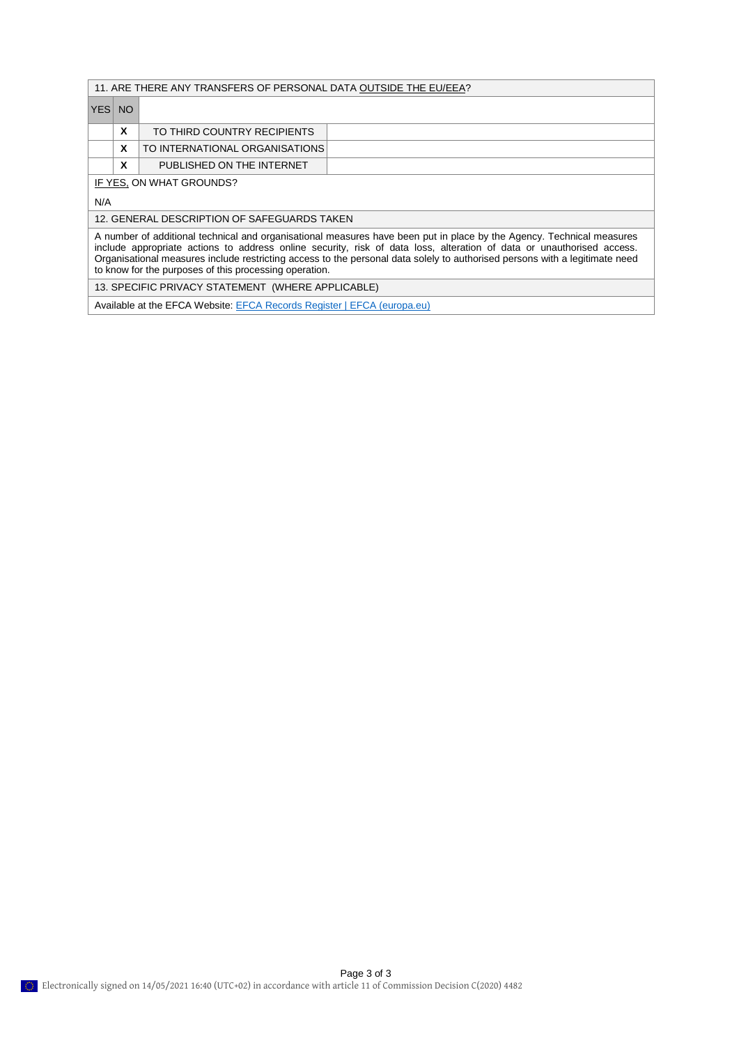| 11. ARE THERE ANY TRANSFERS OF PERSONAL DATA OUTSIDE THE EU/EEA? | | | |
|---|---|---|---|
| YES | NO | | |
| | X | TO THIRD COUNTRY RECIPIENTS | |
| | X | TO INTERNATIONAL ORGANISATIONS | |
| | X | PUBLISHED ON THE INTERNET | |

IF YES, ON WHAT GROUNDS?

N/A

| 12. GENERAL DESCRIPTION OF SAFEGUARDS TAKEN |
|---|
| A number of additional technical and organisational measures have been put in place by the Agency. Technical measures include appropriate actions to address online security, risk of data loss, alteration of data or unauthorised access. Organisational measures include restricting access to the personal data solely to authorised persons with a legitimate need to know for the purposes of this processing operation. |

| 13. SPECIFIC PRIVACY STATEMENT (WHERE APPLICABLE) |
|---|
| Available at the EFCA Website: [EFCA Records Register \| EFCA (europa.eu)]() |

Electronically signed on 14/05/2021 16:40 (UTC+02) in accordance with article 11 of Commission Decision C(2020) 4482